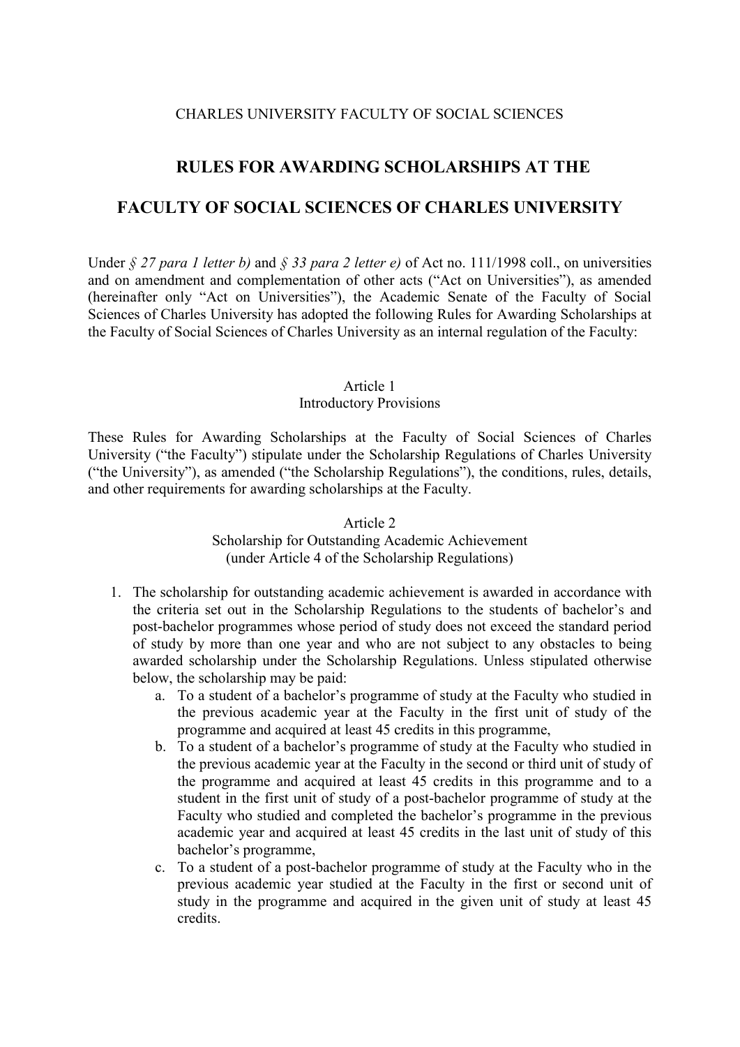CHARLES UNIVERSITY FACULTY OF SOCIAL SCIENCES

# RULES FOR AWARDING SCHOLARSHIPS AT THE FACULTY OF SOCIAL SCIENCES OF CHARLES UNIVERSITY

Under *§ 27 para 1 letter b)* and *§ 33 para 2 letter e)* of Act no. 111/1998 coll., on universities and on amendment and complementation of other acts ("Act on Universities"), as amended (hereinafter only "Act on Universities"), the Academic Senate of the Faculty of Social Sciences of Charles University has adopted the following Rules for Awarding Scholarships at the Faculty of Social Sciences of Charles University as an internal regulation of the Faculty:

## Article 1
## Introductory Provisions

These Rules for Awarding Scholarships at the Faculty of Social Sciences of Charles University ("the Faculty") stipulate under the Scholarship Regulations of Charles University ("the University"), as amended ("the Scholarship Regulations"), the conditions, rules, details, and other requirements for awarding scholarships at the Faculty.

## Article 2
## Scholarship for Outstanding Academic Achievement
## (under Article 4 of the Scholarship Regulations)

1. The scholarship for outstanding academic achievement is awarded in accordance with the criteria set out in the Scholarship Regulations to the students of bachelor's and post-bachelor programmes whose period of study does not exceed the standard period of study by more than one year and who are not subject to any obstacles to being awarded scholarship under the Scholarship Regulations. Unless stipulated otherwise below, the scholarship may be paid:
   a. To a student of a bachelor's programme of study at the Faculty who studied in the previous academic year at the Faculty in the first unit of study of the programme and acquired at least 45 credits in this programme,
   b. To a student of a bachelor's programme of study at the Faculty who studied in the previous academic year at the Faculty in the second or third unit of study of the programme and acquired at least 45 credits in this programme and to a student in the first unit of study of a post-bachelor programme of study at the Faculty who studied and completed the bachelor's programme in the previous academic year and acquired at least 45 credits in the last unit of study of this bachelor's programme,
   c. To a student of a post-bachelor programme of study at the Faculty who in the previous academic year studied at the Faculty in the first or second unit of study in the programme and acquired in the given unit of study at least 45 credits.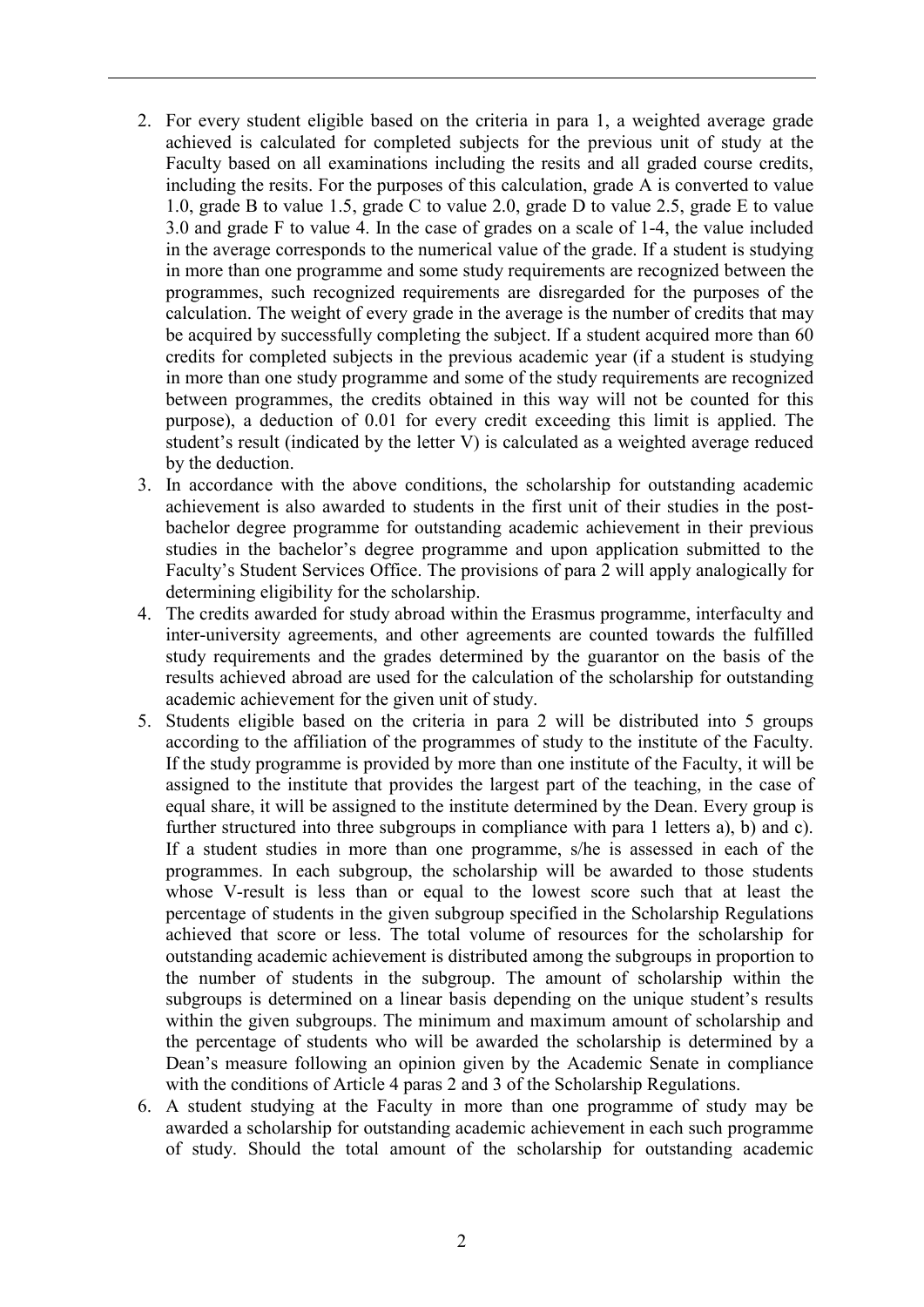2. For every student eligible based on the criteria in para 1, a weighted average grade achieved is calculated for completed subjects for the previous unit of study at the Faculty based on all examinations including the resits and all graded course credits, including the resits. For the purposes of this calculation, grade A is converted to value 1.0, grade B to value 1.5, grade C to value 2.0, grade D to value 2.5, grade E to value 3.0 and grade F to value 4. In the case of grades on a scale of 1-4, the value included in the average corresponds to the numerical value of the grade. If a student is studying in more than one programme and some study requirements are recognized between the programmes, such recognized requirements are disregarded for the purposes of the calculation. The weight of every grade in the average is the number of credits that may be acquired by successfully completing the subject. If a student acquired more than 60 credits for completed subjects in the previous academic year (if a student is studying in more than one study programme and some of the study requirements are recognized between programmes, the credits obtained in this way will not be counted for this purpose), a deduction of 0.01 for every credit exceeding this limit is applied. The student's result (indicated by the letter V) is calculated as a weighted average reduced by the deduction.
3. In accordance with the above conditions, the scholarship for outstanding academic achievement is also awarded to students in the first unit of their studies in the post-bachelor degree programme for outstanding academic achievement in their previous studies in the bachelor's degree programme and upon application submitted to the Faculty's Student Services Office. The provisions of para 2 will apply analogically for determining eligibility for the scholarship.
4. The credits awarded for study abroad within the Erasmus programme, interfaculty and inter-university agreements, and other agreements are counted towards the fulfilled study requirements and the grades determined by the guarantor on the basis of the results achieved abroad are used for the calculation of the scholarship for outstanding academic achievement for the given unit of study.
5. Students eligible based on the criteria in para 2 will be distributed into 5 groups according to the affiliation of the programmes of study to the institute of the Faculty. If the study programme is provided by more than one institute of the Faculty, it will be assigned to the institute that provides the largest part of the teaching, in the case of equal share, it will be assigned to the institute determined by the Dean. Every group is further structured into three subgroups in compliance with para 1 letters a), b) and c). If a student studies in more than one programme, s/he is assessed in each of the programmes. In each subgroup, the scholarship will be awarded to those students whose V-result is less than or equal to the lowest score such that at least the percentage of students in the given subgroup specified in the Scholarship Regulations achieved that score or less. The total volume of resources for the scholarship for outstanding academic achievement is distributed among the subgroups in proportion to the number of students in the subgroup. The amount of scholarship within the subgroups is determined on a linear basis depending on the unique student's results within the given subgroups. The minimum and maximum amount of scholarship and the percentage of students who will be awarded the scholarship is determined by a Dean's measure following an opinion given by the Academic Senate in compliance with the conditions of Article 4 paras 2 and 3 of the Scholarship Regulations.
6. A student studying at the Faculty in more than one programme of study may be awarded a scholarship for outstanding academic achievement in each such programme of study. Should the total amount of the scholarship for outstanding academic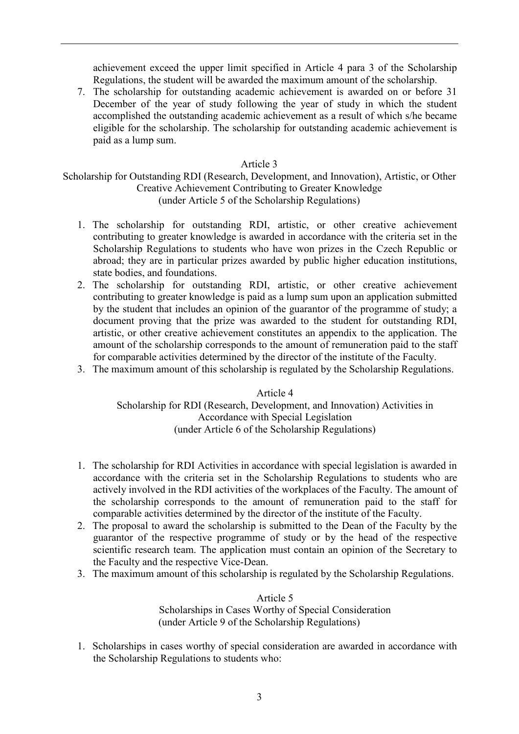achievement exceed the upper limit specified in Article 4 para 3 of the Scholarship Regulations, the student will be awarded the maximum amount of the scholarship.

7. The scholarship for outstanding academic achievement is awarded on or before 31 December of the year of study following the year of study in which the student accomplished the outstanding academic achievement as a result of which s/he became eligible for the scholarship. The scholarship for outstanding academic achievement is paid as a lump sum.

## Article 3
## Scholarship for Outstanding RDI (Research, Development, and Innovation), Artistic, or Other Creative Achievement Contributing to Greater Knowledge
## (under Article 5 of the Scholarship Regulations)

1. The scholarship for outstanding RDI, artistic, or other creative achievement contributing to greater knowledge is awarded in accordance with the criteria set in the Scholarship Regulations to students who have won prizes in the Czech Republic or abroad; they are in particular prizes awarded by public higher education institutions, state bodies, and foundations.
2. The scholarship for outstanding RDI, artistic, or other creative achievement contributing to greater knowledge is paid as a lump sum upon an application submitted by the student that includes an opinion of the guarantor of the programme of study; a document proving that the prize was awarded to the student for outstanding RDI, artistic, or other creative achievement constitutes an appendix to the application. The amount of the scholarship corresponds to the amount of remuneration paid to the staff for comparable activities determined by the director of the institute of the Faculty.
3. The maximum amount of this scholarship is regulated by the Scholarship Regulations.

## Article 4
## Scholarship for RDI (Research, Development, and Innovation) Activities in Accordance with Special Legislation
## (under Article 6 of the Scholarship Regulations)

1. The scholarship for RDI Activities in accordance with special legislation is awarded in accordance with the criteria set in the Scholarship Regulations to students who are actively involved in the RDI activities of the workplaces of the Faculty. The amount of the scholarship corresponds to the amount of remuneration paid to the staff for comparable activities determined by the director of the institute of the Faculty.
2. The proposal to award the scholarship is submitted to the Dean of the Faculty by the guarantor of the respective programme of study or by the head of the respective scientific research team. The application must contain an opinion of the Secretary to the Faculty and the respective Vice-Dean.
3. The maximum amount of this scholarship is regulated by the Scholarship Regulations.

## Article 5
## Scholarships in Cases Worthy of Special Consideration
## (under Article 9 of the Scholarship Regulations)

1. Scholarships in cases worthy of special consideration are awarded in accordance with the Scholarship Regulations to students who: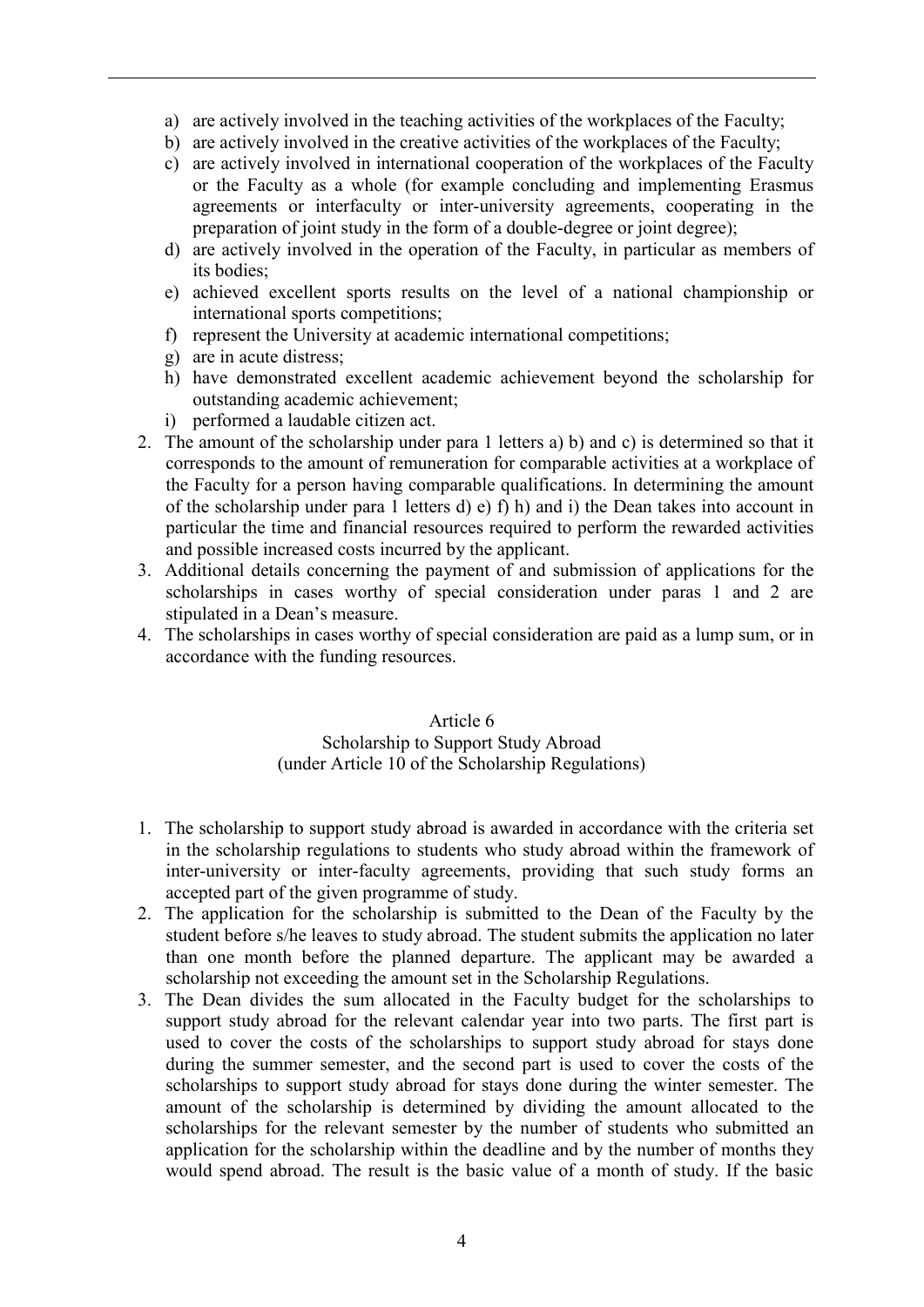a) are actively involved in the teaching activities of the workplaces of the Faculty;
b) are actively involved in the creative activities of the workplaces of the Faculty;
c) are actively involved in international cooperation of the workplaces of the Faculty or the Faculty as a whole (for example concluding and implementing Erasmus agreements or interfaculty or inter-university agreements, cooperating in the preparation of joint study in the form of a double-degree or joint degree);
d) are actively involved in the operation of the Faculty, in particular as members of its bodies;
e) achieved excellent sports results on the level of a national championship or international sports competitions;
f) represent the University at academic international competitions;
g) are in acute distress;
h) have demonstrated excellent academic achievement beyond the scholarship for outstanding academic achievement;
i) performed a laudable citizen act.

2. The amount of the scholarship under para 1 letters a) b) and c) is determined so that it corresponds to the amount of remuneration for comparable activities at a workplace of the Faculty for a person having comparable qualifications. In determining the amount of the scholarship under para 1 letters d) e) f) h) and i) the Dean takes into account in particular the time and financial resources required to perform the rewarded activities and possible increased costs incurred by the applicant.
3. Additional details concerning the payment of and submission of applications for the scholarships in cases worthy of special consideration under paras 1 and 2 are stipulated in a Dean's measure.
4. The scholarships in cases worthy of special consideration are paid as a lump sum, or in accordance with the funding resources.

## Article 6
### Scholarship to Support Study Abroad
### (under Article 10 of the Scholarship Regulations)

1. The scholarship to support study abroad is awarded in accordance with the criteria set in the scholarship regulations to students who study abroad within the framework of inter-university or inter-faculty agreements, providing that such study forms an accepted part of the given programme of study.
2. The application for the scholarship is submitted to the Dean of the Faculty by the student before s/he leaves to study abroad. The student submits the application no later than one month before the planned departure. The applicant may be awarded a scholarship not exceeding the amount set in the Scholarship Regulations.
3. The Dean divides the sum allocated in the Faculty budget for the scholarships to support study abroad for the relevant calendar year into two parts. The first part is used to cover the costs of the scholarships to support study abroad for stays done during the summer semester, and the second part is used to cover the costs of the scholarships to support study abroad for stays done during the winter semester. The amount of the scholarship is determined by dividing the amount allocated to the scholarships for the relevant semester by the number of students who submitted an application for the scholarship within the deadline and by the number of months they would spend abroad. The result is the basic value of a month of study. If the basic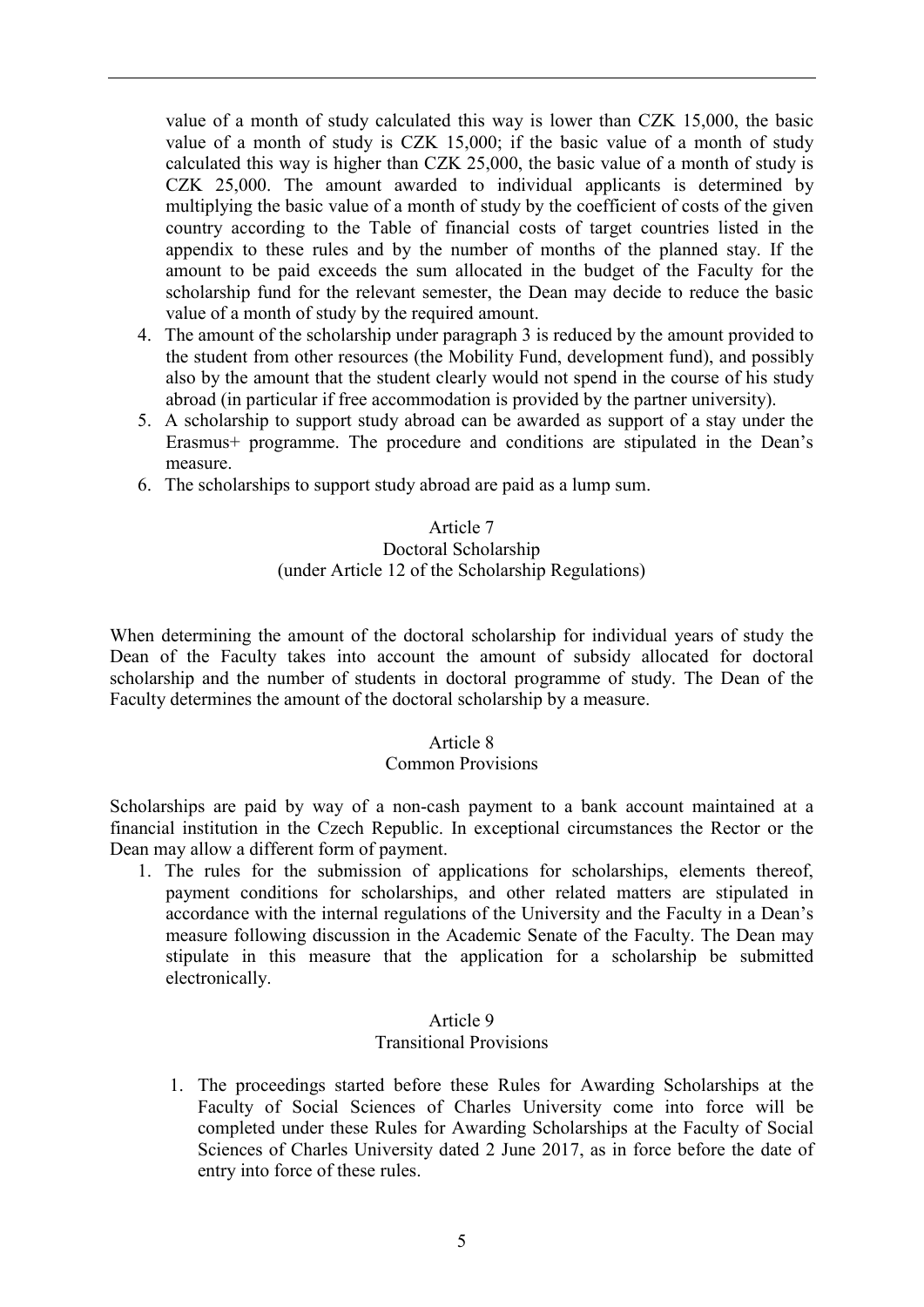value of a month of study calculated this way is lower than CZK 15,000, the basic value of a month of study is CZK 15,000; if the basic value of a month of study calculated this way is higher than CZK 25,000, the basic value of a month of study is CZK 25,000. The amount awarded to individual applicants is determined by multiplying the basic value of a month of study by the coefficient of costs of the given country according to the Table of financial costs of target countries listed in the appendix to these rules and by the number of months of the planned stay. If the amount to be paid exceeds the sum allocated in the budget of the Faculty for the scholarship fund for the relevant semester, the Dean may decide to reduce the basic value of a month of study by the required amount.

4. The amount of the scholarship under paragraph 3 is reduced by the amount provided to the student from other resources (the Mobility Fund, development fund), and possibly also by the amount that the student clearly would not spend in the course of his study abroad (in particular if free accommodation is provided by the partner university).
5. A scholarship to support study abroad can be awarded as support of a stay under the Erasmus+ programme. The procedure and conditions are stipulated in the Dean's measure.
6. The scholarships to support study abroad are paid as a lump sum.

## Article 7
## Doctoral Scholarship
## (under Article 12 of the Scholarship Regulations)

When determining the amount of the doctoral scholarship for individual years of study the Dean of the Faculty takes into account the amount of subsidy allocated for doctoral scholarship and the number of students in doctoral programme of study. The Dean of the Faculty determines the amount of the doctoral scholarship by a measure.

## Article 8
## Common Provisions

Scholarships are paid by way of a non-cash payment to a bank account maintained at a financial institution in the Czech Republic. In exceptional circumstances the Rector or the Dean may allow a different form of payment.

1. The rules for the submission of applications for scholarships, elements thereof, payment conditions for scholarships, and other related matters are stipulated in accordance with the internal regulations of the University and the Faculty in a Dean's measure following discussion in the Academic Senate of the Faculty. The Dean may stipulate in this measure that the application for a scholarship be submitted electronically.

## Article 9
## Transitional Provisions

1. The proceedings started before these Rules for Awarding Scholarships at the Faculty of Social Sciences of Charles University come into force will be completed under these Rules for Awarding Scholarships at the Faculty of Social Sciences of Charles University dated 2 June 2017, as in force before the date of entry into force of these rules.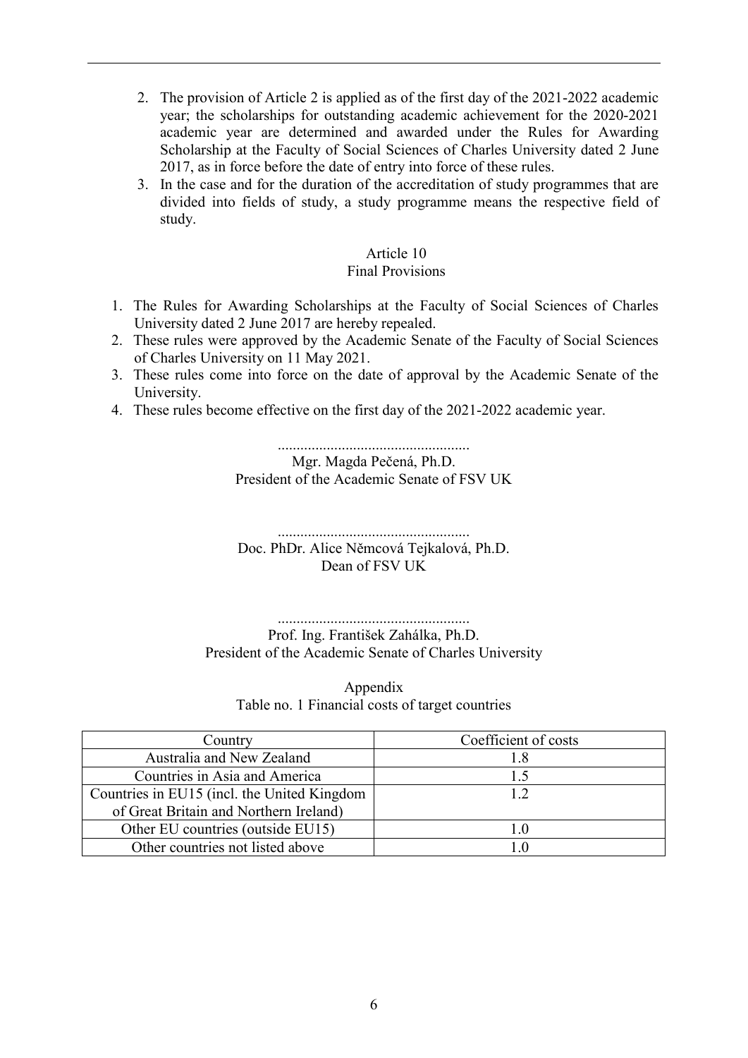2. The provision of Article 2 is applied as of the first day of the 2021-2022 academic year; the scholarships for outstanding academic achievement for the 2020-2021 academic year are determined and awarded under the Rules for Awarding Scholarship at the Faculty of Social Sciences of Charles University dated 2 June 2017, as in force before the date of entry into force of these rules.
3. In the case and for the duration of the accreditation of study programmes that are divided into fields of study, a study programme means the respective field of study.

### Article 10
### Final Provisions

1. The Rules for Awarding Scholarships at the Faculty of Social Sciences of Charles University dated 2 June 2017 are hereby repealed.
2. These rules were approved by the Academic Senate of the Faculty of Social Sciences of Charles University on 11 May 2021.
3. These rules come into force on the date of approval by the Academic Senate of the University.
4. These rules become effective on the first day of the 2021-2022 academic year.

...................................................
Mgr. Magda Pečená, Ph.D.
President of the Academic Senate of FSV UK

...................................................
Doc. PhDr. Alice Němcová Tejkalová, Ph.D.
Dean of FSV UK

...................................................
Prof. Ing. František Zahálka, Ph.D.
President of the Academic Senate of Charles University

Appendix
Table no. 1 Financial costs of target countries

| Country | Coefficient of costs |
|---|---|
| Australia and New Zealand | 1.8 |
| Countries in Asia and America | 1.5 |
| Countries in EU15 (incl. the United Kingdom of Great Britain and Northern Ireland) | 1.2 |
| Other EU countries (outside EU15) | 1.0 |
| Other countries not listed above | 1.0 |